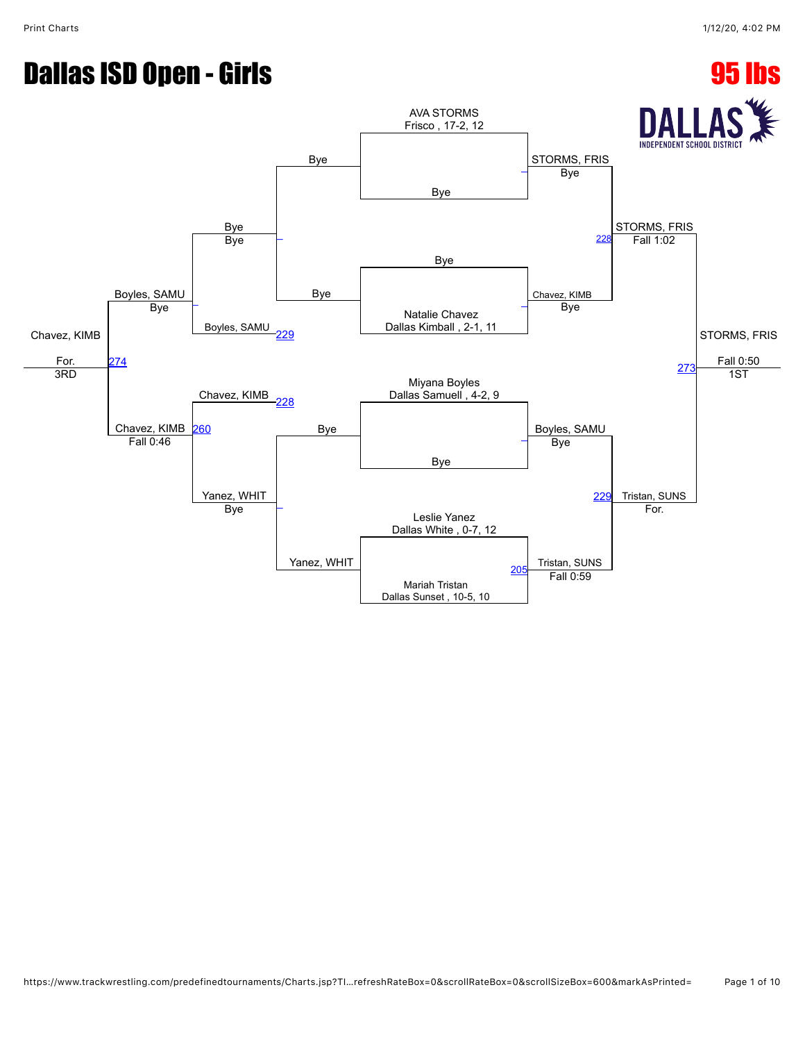# Dallas ISD Open - Girls

## 95 lbs

**Championship Bracket**

First round:
- AVA STORMS (Frisco, 17-2, 12) vs Bye → STORMS, FRIS (Bye)
- Bye vs Natalie Chavez (Dallas Kimball, 2-1, 11) → Chavez, KIMB (Bye)
- Miyana Boyles (Dallas Samuell, 4-2, 9) vs Bye → Boyles, SAMU (Bye)
- Leslie Yanez (Dallas White, 0-7, 12) vs Mariah Tristan (Dallas Sunset, 10-5, 10) → Tristan, SUNS (Fall 0:59) — 205

Semifinals:
- STORMS, FRIS vs Chavez, KIMB → STORMS, FRIS (Fall 1:02) — 228
- Boyles, SAMU vs Tristan, SUNS → Tristan, SUNS (For.) — 229

Final:
- STORMS, FRIS vs Tristan, SUNS → STORMS, FRIS (Fall 0:50) — 273 — 1ST

**Consolation Bracket**

- Bye vs Bye → Bye (Bye)
- Bye vs Bye → Bye
- Bye vs Boyles, SAMU → Boyles, SAMU — 229
- Bye (Bye) vs Boyles, SAMU → Boyles, SAMU (Bye)
- Bye vs Yanez, WHIT → Yanez, WHIT (Bye)
- Chavez, KIMB vs Yanez, WHIT → Chavez, KIMB (Fall 0:46) — 228 / 260
- Boyles, SAMU vs Chavez, KIMB → Chavez, KIMB (For.) — 274 — 3RD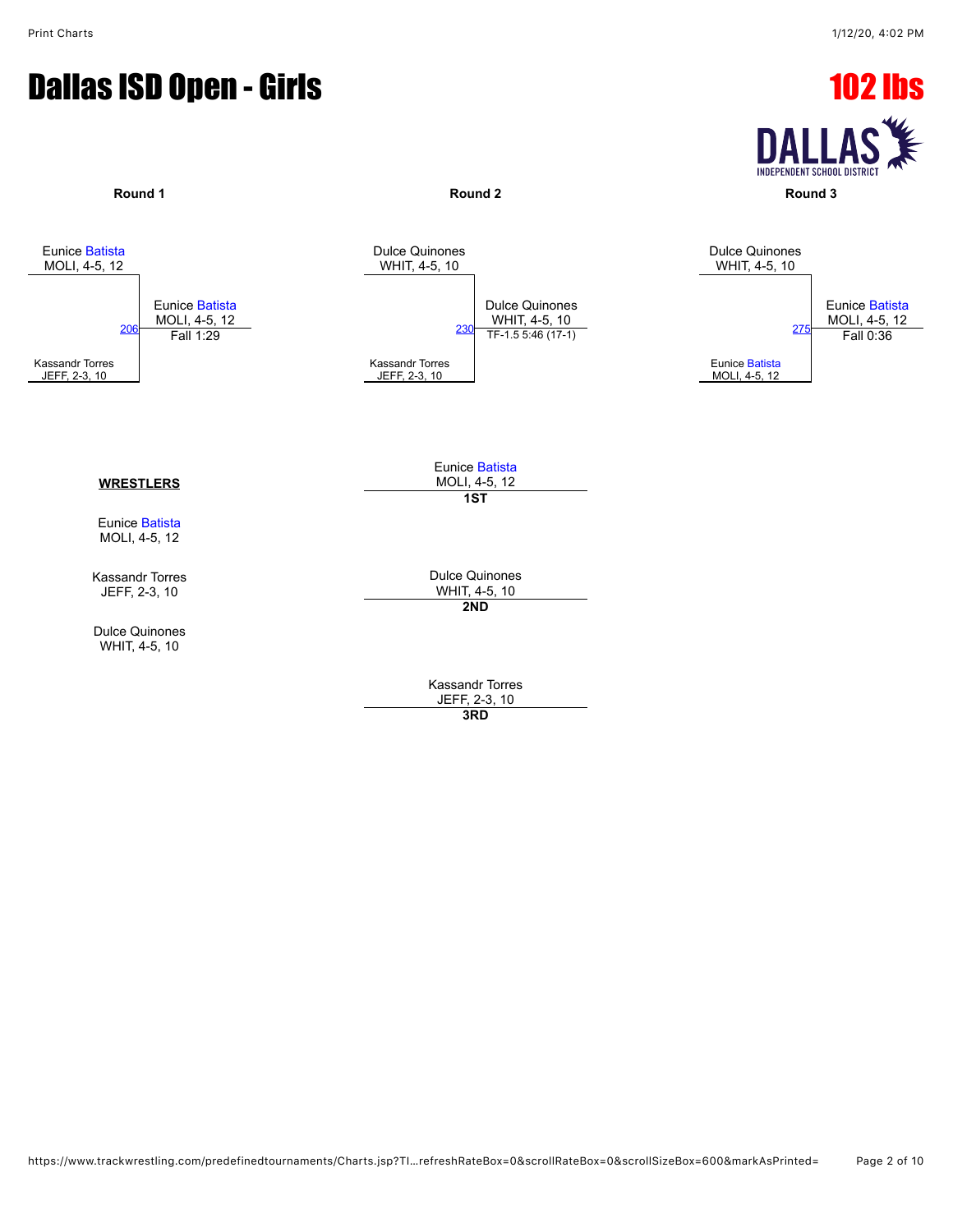# Dallas ISD Open - Girls

## 102 lbs

### Round 1

Eunice Batista
MOLI, 4-5, 12

206

Kassandr Torres
JEFF, 2-3, 10

Winner: Eunice Batista
MOLI, 4-5, 12
Fall 1:29

### Round 2

Dulce Quinones
WHIT, 4-5, 10

230

Kassandr Torres
JEFF, 2-3, 10

Winner: Dulce Quinones
WHIT, 4-5, 10
TF-1.5 5:46 (17-1)

### Round 3

Dulce Quinones
WHIT, 4-5, 10

275

Eunice Batista
MOLI, 4-5, 12

Winner: Eunice Batista
MOLI, 4-5, 12
Fall 0:36

### WRESTLERS

Eunice Batista
MOLI, 4-5, 12

Kassandr Torres
JEFF, 2-3, 10

Dulce Quinones
WHIT, 4-5, 10

### Placings

**1ST**: Eunice Batista
MOLI, 4-5, 12

**2ND**: Dulce Quinones
WHIT, 4-5, 10

**3RD**: Kassandr Torres
JEFF, 2-3, 10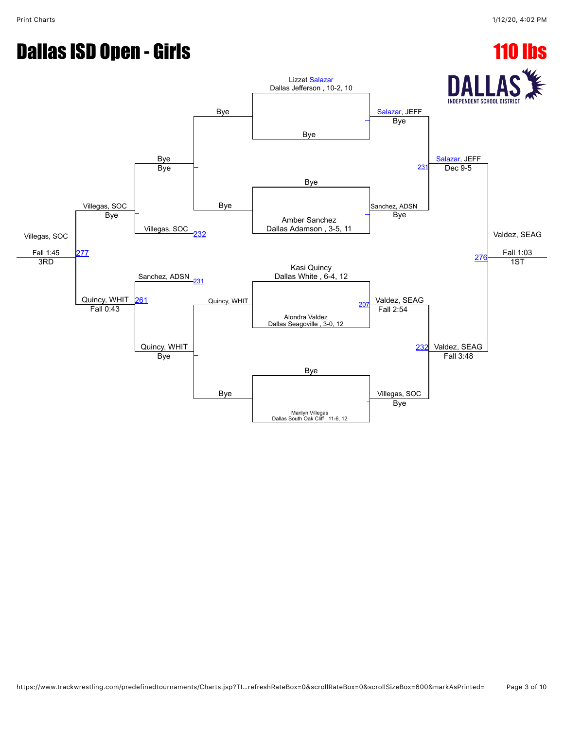# Dallas ISD Open - Girls

## 110 lbs

DALLAS INDEPENDENT SCHOOL DISTRICT

### Championship Bracket

Lizzet Salazar
Dallas Jefferson , 10-2, 10

Bye

Bye

Amber Sanchez
Dallas Adamson , 3-5, 11

Kasi Quincy
Dallas White , 6-4, 12

Alondra Valdez
Dallas Seagoville , 3-0, 12

Bye

Marilyn Villegas
Dallas South Oak Cliff , 11-6, 12

Salazar, JEFF
Bye

Sanchez, ADSN
Bye

207 Valdez, SEAG
Fall 2:54

Villegas, SOC
Bye

231 Salazar, JEFF
Dec 9-5

232 Valdez, SEAG
Fall 3:48

276 Valdez, SEAG
Fall 1:03
1ST

### Consolation Bracket

Bye

Bye

Bye

Bye

Bye
Bye

Villegas, SOC 232

Sanchez, ADSN 231

Quincy, WHIT

Quincy, WHIT
Bye

Villegas, SOC
Bye

261 Quincy, WHIT
Fall 0:43

277 Villegas, SOC
Fall 1:45
3RD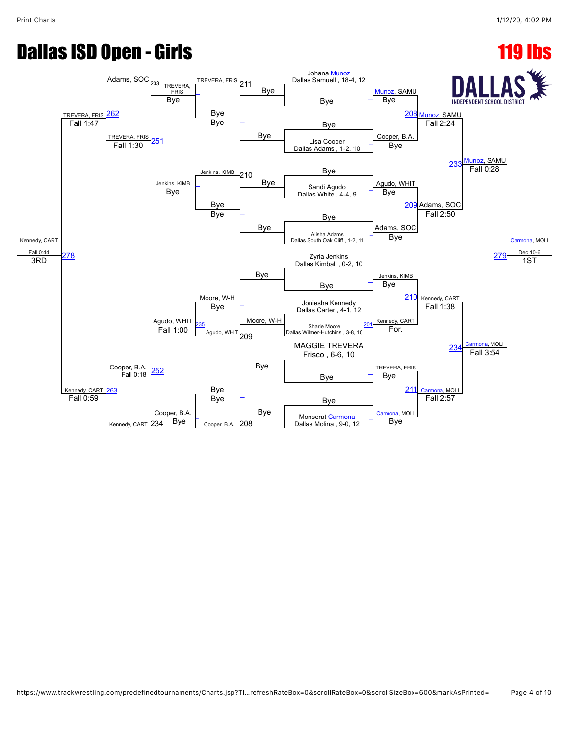# Dallas ISD Open - Girls

## 119 lbs

DALLAS INDEPENDENT SCHOOL DISTRICT

### Championship Bracket – Entrants

- Johana Munoz – Dallas Samuell , 18-4, 12
- Bye
- Bye
- Lisa Cooper – Dallas Adams , 1-2, 10
- Bye
- Sandi Agudo – Dallas White , 4-4, 9
- Bye
- Alisha Adams – Dallas South Oak Cliff , 1-2, 11
- Zyria Jenkins – Dallas Kimball , 0-2, 10
- Bye
- Joniesha Kennedy – Dallas Carter , 4-1, 12
- Sharie Moore – Dallas Wilmer-Hutchins , 3-8, 10
- MAGGIE TREVERA – Frisco , 6-6, 10
- Bye
- Bye
- Monserat Carmona – Dallas Molina , 9-0, 12

### Championship Bracket – Results

**First Round**

- Munoz, SAMU – Bye
- Cooper, B.A. – Bye
- Agudo, WHIT – Bye
- Adams, SOC – Bye
- Jenkins, KIMB – Bye
- Kennedy, CART – For. (201)
- TREVERA, FRIS – Bye
- Carmona, MOLI – Bye

**Quarterfinals**

- 208 Munoz, SAMU – Fall 2:24
- 209 Adams, SOC – Fall 2:50
- 210 Kennedy, CART – Fall 1:38
- 211 Carmona, MOLI – Fall 2:57

**Semifinals**

- 233 Munoz, SAMU – Fall 0:28
- 234 Carmona, MOLI – Fall 3:54

**Final**

- 279 Carmona, MOLI – Dec 10-6 – **1ST**

### Consolation Bracket

**Round 1**

- 211 TREVERA, FRIS – Bye / Bye
- 210 Jenkins, KIMB – Bye / Bye
- Moore, W-H – Bye / Bye
- 208 Cooper, B.A. – Bye / Bye

**Round 2**

- TREVERA, FRIS – Bye
- Jenkins, KIMB – Bye
- 235 Agudo, WHIT – Fall 1:00 (Agudo, WHIT 209 vs. Moore, W-H)
- Cooper, B.A. – Bye

**Round 3**

- 251 TREVERA, FRIS – Fall 1:30 (Adams, SOC 233)
- 252 Cooper, B.A. – Fall 0:18 (Kennedy, CART 234)

**Consolation Semifinals**

- 262 TREVERA, FRIS – Fall 1:47
- 263 Kennedy, CART – Fall 0:59

**3rd Place**

- 278 Kennedy, CART – Fall 0:44 – **3RD**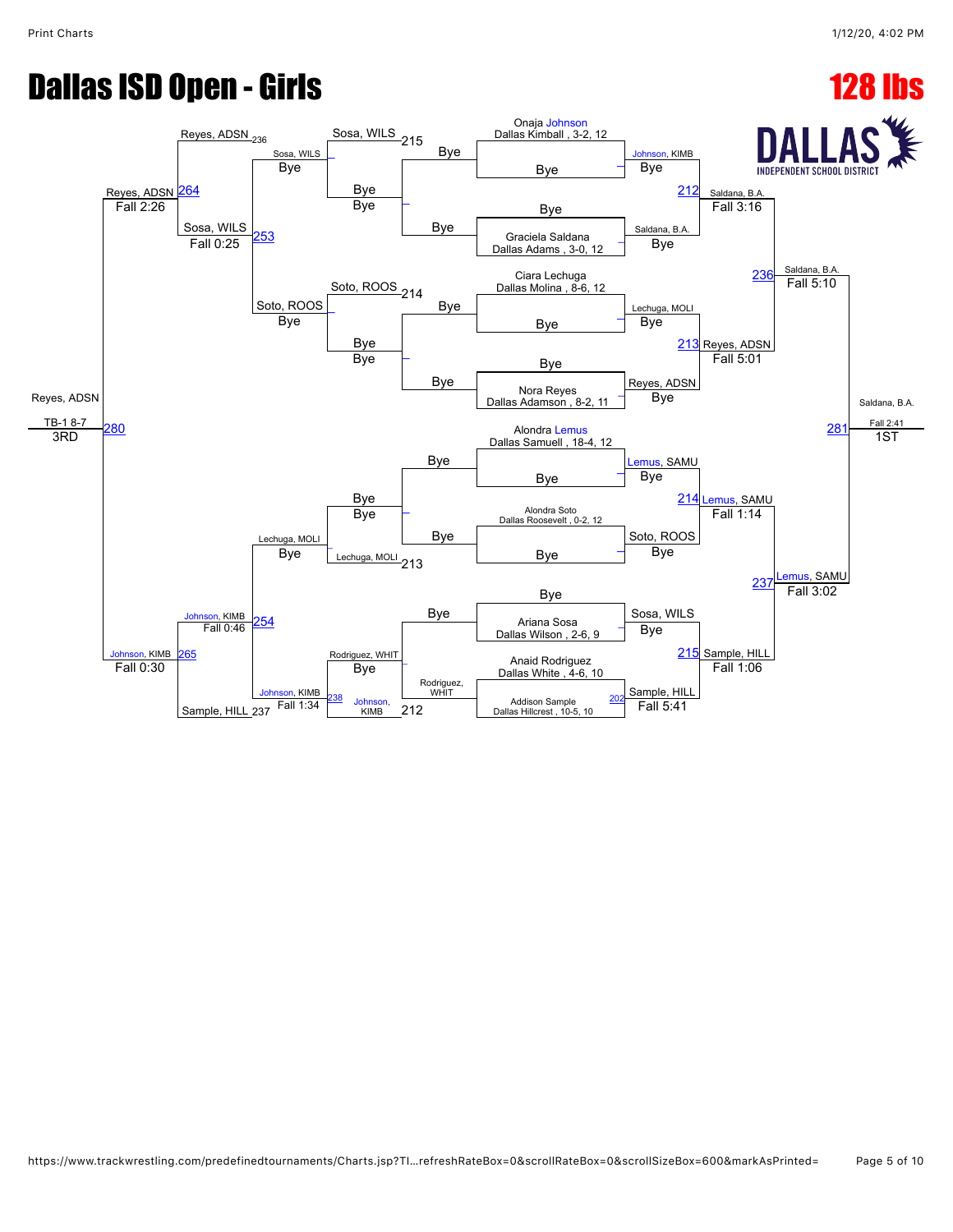# Dallas ISD Open - Girls

# 128 lbs

DALLAS INDEPENDENT SCHOOL DISTRICT

## Championship Bracket

### First Round

| Bout | Wrestler | Opponent | Winner |
|---|---|---|---|
| | Onaja Johnson, Dallas Kimball, 3-2, 12 | Bye | Johnson, KIMB (Bye) |
| | Bye | Graciela Saldana, Dallas Adams, 3-0, 12 | Saldana, B.A. (Bye) |
| | Ciara Lechuga, Dallas Molina, 8-6, 12 | Bye | Lechuga, MOLI (Bye) |
| | Bye | Nora Reyes, Dallas Adamson, 8-2, 11 | Reyes, ADSN (Bye) |
| | Alondra Lemus, Dallas Samuell, 18-4, 12 | Bye | Lemus, SAMU (Bye) |
| | Alondra Soto, Dallas Roosevelt, 0-2, 12 | Bye | Soto, ROOS (Bye) |
| | Bye | Ariana Sosa, Dallas Wilson, 2-6, 9 | Sosa, WILS (Bye) |
| 202 | Anaid Rodriguez, Dallas White, 4-6, 10 | Addison Sample, Dallas Hillcrest, 10-5, 10 | Sample, HILL (Fall 5:41) |

### Quarterfinals

| Bout | Wrestler | Opponent | Winner |
|---|---|---|---|
| 212 | Johnson, KIMB | Saldana, B.A. | Saldana, B.A. (Fall 3:16) |
| 213 | Lechuga, MOLI | Reyes, ADSN | Reyes, ADSN (Fall 5:01) |
| 214 | Lemus, SAMU | Soto, ROOS | Lemus, SAMU (Fall 1:14) |
| 215 | Sosa, WILS | Sample, HILL | Sample, HILL (Fall 1:06) |

### Semifinals

| Bout | Wrestler | Opponent | Winner |
|---|---|---|---|
| 236 | Saldana, B.A. | Reyes, ADSN | Saldana, B.A. (Fall 5:10) |
| 237 | Lemus, SAMU | Sample, HILL | Lemus, SAMU (Fall 3:02) |

### Finals

| Bout | Wrestler | Opponent | Winner |
|---|---|---|---|
| 281 | Saldana, B.A. | Lemus, SAMU | Saldana, B.A. (Fall 2:41) — 1ST |

## Consolation Bracket

| Bout | Wrestler | Opponent | Winner |
|---|---|---|---|
| 215 | Sosa, WILS | Bye | Sosa, WILS (Bye) |
| 214 | Soto, ROOS | Bye | Soto, ROOS (Bye) |
| 213 | Bye | Lechuga, MOLI | Lechuga, MOLI (Bye) |
| 212 | Rodriguez, WHIT | Johnson, KIMB | Rodriguez, WHIT (Bye) |
| 238 | Rodriguez, WHIT | Johnson, KIMB | Johnson, KIMB (Fall 1:34) |
| 253 | Sosa, WILS | Soto, ROOS | Sosa, WILS (Fall 0:25) |
| 254 | Lechuga, MOLI | Johnson, KIMB | Johnson, KIMB (Fall 0:46) |
| 264 | Reyes, ADSN (236) | Sosa, WILS | Reyes, ADSN (Fall 2:26) |
| 265 | Johnson, KIMB | Sample, HILL (237) | Johnson, KIMB (Fall 0:30) |
| 280 | Reyes, ADSN | Johnson, KIMB | Reyes, ADSN (TB-1 8-7) — 3RD |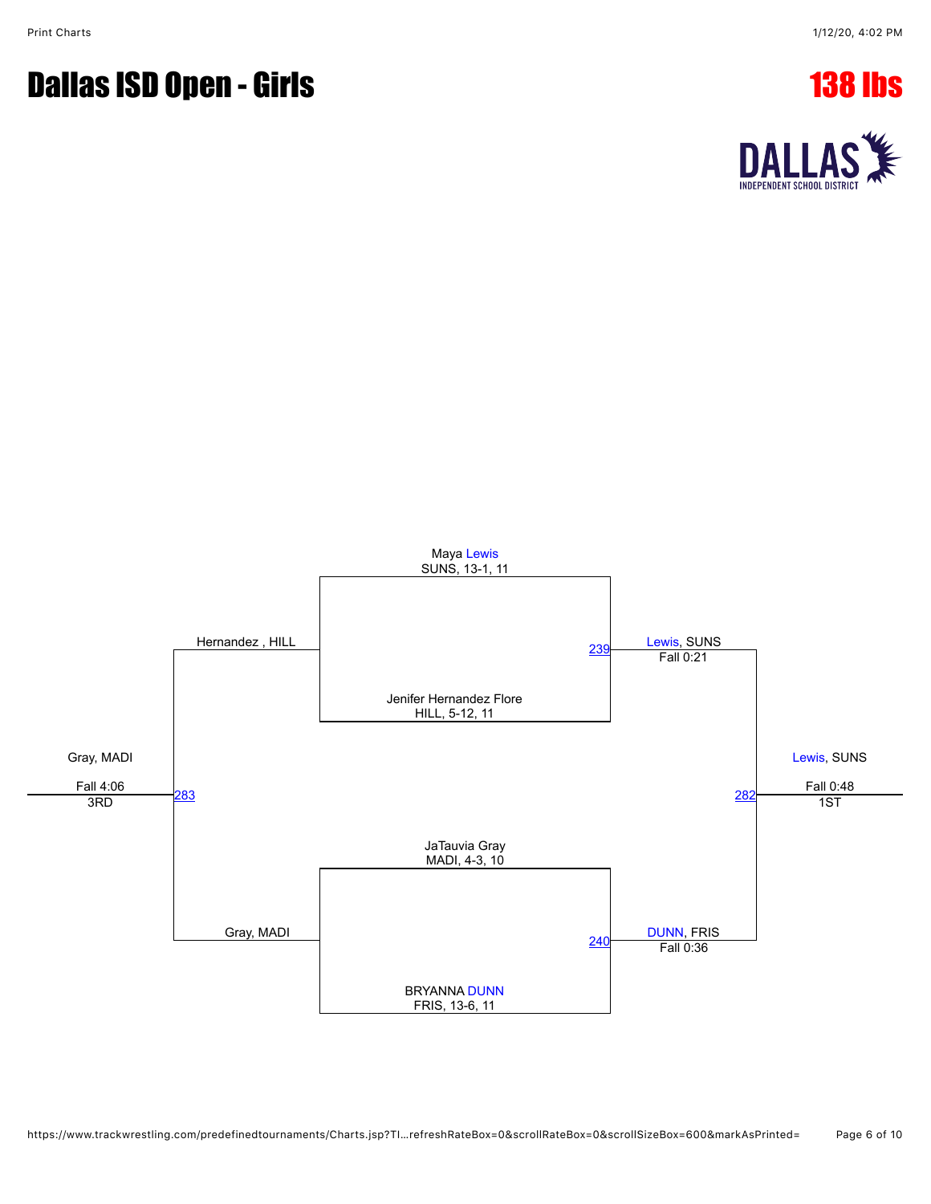# Dallas ISD Open - Girls

## 138 lbs

DALLAS
INDEPENDENT SCHOOL DISTRICT

**Championship Bracket**

- Maya Lewis, SUNS, 13-1, 11
- Jenifer Hernandez Flore, HILL, 5-12, 11
  - Match 239: Lewis, SUNS — Fall 0:21
- JaTauvia Gray, MADI, 4-3, 10
- BRYANNA DUNN, FRIS, 13-6, 11
  - Match 240: DUNN, FRIS — Fall 0:36
- Match 282: Lewis, SUNS — Fall 0:48 — 1ST

**3rd Place Match**

- Hernandez, HILL
- Gray, MADI
  - Match 283: Gray, MADI — Fall 4:06 — 3RD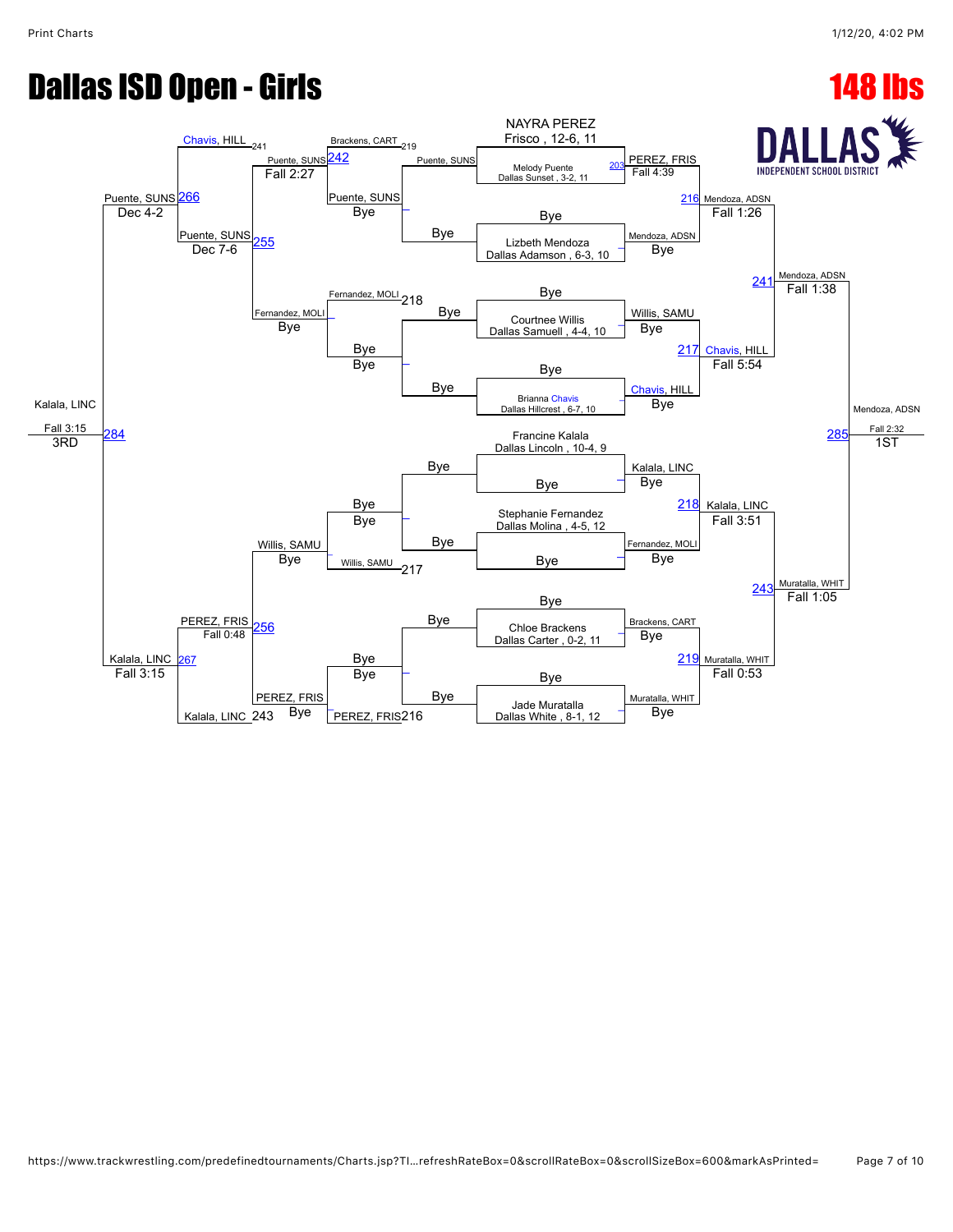# Dallas ISD Open - Girls

## 148 lbs

DALLAS INDEPENDENT SCHOOL DISTRICT

### Championship Bracket

**First Round**

- NAYRA PEREZ, Frisco, 12-6, 11 vs. Melody Puente, Dallas Sunset, 3-2, 11 — Match 203 — PEREZ, FRIS, Fall 4:39
- Bye vs. Lizbeth Mendoza, Dallas Adamson, 6-3, 10 — Mendoza, ADSN, Bye
- Bye vs. Courtnee Willis, Dallas Samuell, 4-4, 10 — Willis, SAMU, Bye
- Bye vs. Brianna Chavis, Dallas Hillcrest, 6-7, 10 — Chavis, HILL, Bye
- Francine Kalala, Dallas Lincoln, 10-4, 9 vs. Bye — Kalala, LINC, Bye
- Stephanie Fernandez, Dallas Molina, 4-5, 12 vs. Bye — Fernandez, MOLI, Bye
- Bye vs. Chloe Brackens, Dallas Carter, 0-2, 11 — Brackens, CART, Bye
- Bye vs. Jade Muratalla, Dallas White, 8-1, 12 — Muratalla, WHIT, Bye

**Quarterfinals**

- Match 216 — Mendoza, ADSN, Fall 1:26
- Match 217 — Chavis, HILL, Fall 5:54
- Match 218 — Kalala, LINC, Fall 3:51
- Match 219 — Muratalla, WHIT, Fall 0:53

**Semifinals**

- Match 241 — Mendoza, ADSN, Fall 1:38
- Match 243 — Muratalla, WHIT, Fall 1:05

**Final**

- Match 285 — Mendoza, ADSN, Fall 2:32 — 1ST

### Consolation Bracket

- Puente, SUNS — Bye
- Fernandez, MOLI — Bye
- Willis, SAMU — Bye
- PEREZ, FRIS — Bye
- Match 242 (Brackens, CART 219 vs. Puente, SUNS) — Puente, SUNS, Fall 2:27
- Match 218 (Fernandez, MOLI) — Fernandez, MOLI, Bye
- Match 217 (Willis, SAMU) — Willis, SAMU, Bye
- Match 216 (PEREZ, FRIS) — PEREZ, FRIS, Bye
- Match 255 (Puente, SUNS vs. Fernandez, MOLI) — Puente, SUNS, Dec 7-6
- Match 256 (Willis, SAMU vs. PEREZ, FRIS) — PEREZ, FRIS, Fall 0:48
- Match 266 (Chavis, HILL 241 vs. Puente, SUNS) — Puente, SUNS, Dec 4-2
- Match 267 (PEREZ, FRIS vs. Kalala, LINC 243) — Kalala, LINC, Fall 3:15
- Match 284 (Puente, SUNS vs. Kalala, LINC) — Kalala, LINC, Fall 3:15 — 3RD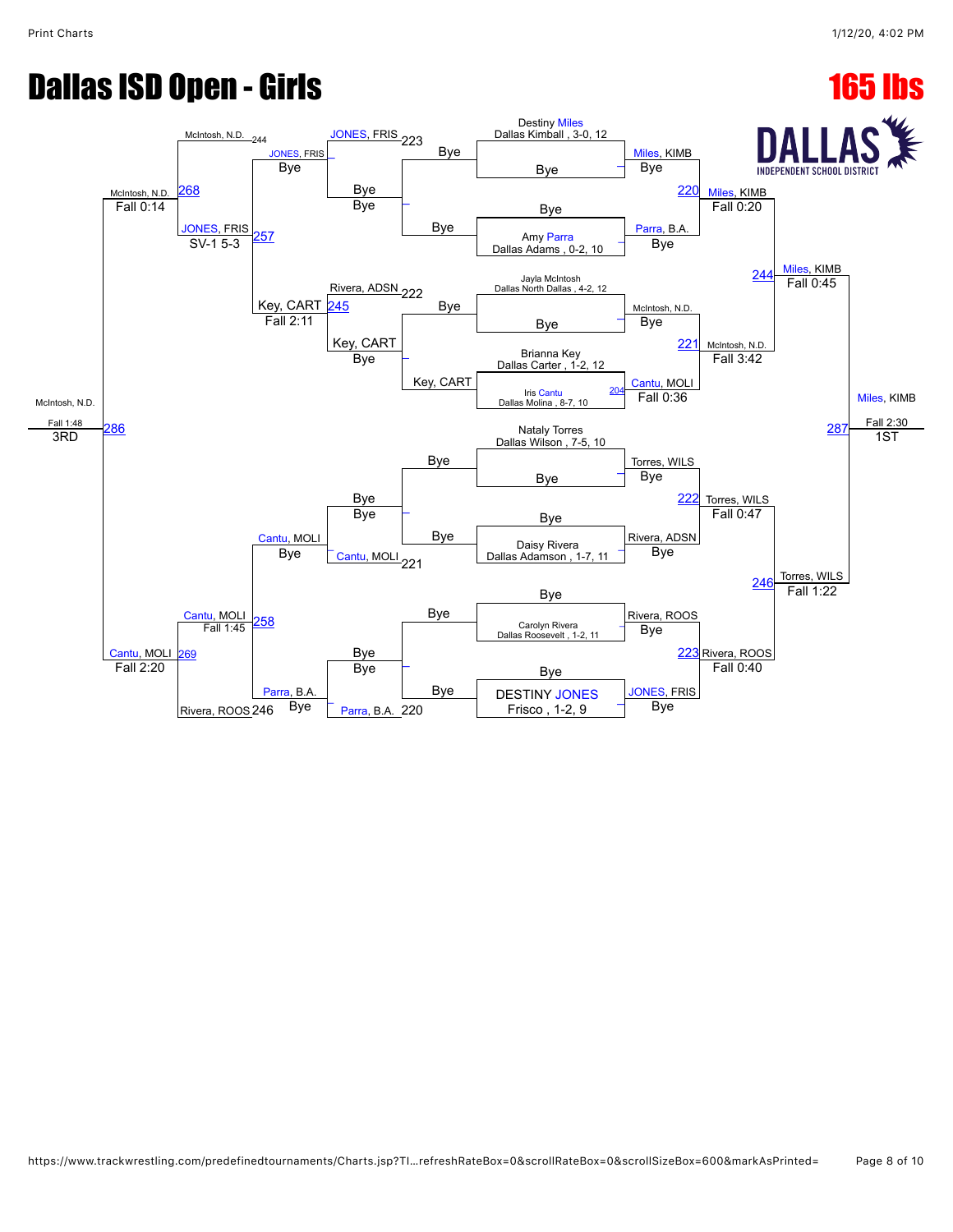# Dallas ISD Open - Girls

## 165 lbs

DALLAS INDEPENDENT SCHOOL DISTRICT

### Championship Bracket

**Entrants:**

- Destiny Miles, Dallas Kimball, 3-0, 12
- Amy Parra, Dallas Adams, 0-2, 10
- Jayla McIntosh, Dallas North Dallas, 4-2, 12
- Brianna Key, Dallas Carter, 1-2, 12
- Iris Cantu, Dallas Molina, 8-7, 10
- Nataly Torres, Dallas Wilson, 7-5, 10
- Daisy Rivera, Dallas Adamson, 1-7, 11
- Carolyn Rivera, Dallas Roosevelt, 1-2, 11
- DESTINY JONES, Frisco, 1-2, 9

**First Round:**

- 204: Cantu, MOLI over Key, CART — Fall 0:36
- Miles, KIMB — Bye
- Parra, B.A. — Bye
- McIntosh, N.D. — Bye
- Torres, WILS — Bye
- Rivera, ADSN — Bye
- Rivera, ROOS — Bye
- JONES, FRIS — Bye

**Quarterfinals:**

- 220: Miles, KIMB over Parra, B.A. — Fall 0:20
- 221: McIntosh, N.D. over Cantu, MOLI — Fall 3:42
- 222: Torres, WILS over Rivera, ADSN — Fall 0:47
- 223: Rivera, ROOS over JONES, FRIS — Fall 0:40

**Semifinals:**

- 244: Miles, KIMB over McIntosh, N.D. — Fall 0:45
- 246: Torres, WILS over Rivera, ROOS — Fall 1:22

**Final:**

- 287: Miles, KIMB over Torres, WILS — Fall 2:30 — 1ST

### Consolation Bracket

**Consolation Round 1:**

- Key, CART — Bye
- Rivera, ADSN (222) — Bye
- JONES, FRIS (223) — Bye
- Cantu, MOLI (221) — Bye
- Parra, B.A. (220) — Bye

**Consolation Round 2:**

- 245: Key, CART over Rivera, ADSN — Fall 2:11
- JONES, FRIS — Bye
- Cantu, MOLI — Bye
- Parra, B.A. — Bye

**Consolation Round 3:**

- 257: JONES, FRIS over Key, CART — SV-1 5-3
- 258: Cantu, MOLI over Parra, B.A. — Fall 1:45

**Consolation Semifinals:**

- 268: McIntosh, N.D. (244) over JONES, FRIS — Fall 0:14
- 269: Cantu, MOLI over Rivera, ROOS (246) — Fall 2:20

**3rd Place:**

- 286: McIntosh, N.D. over Cantu, MOLI — Fall 1:48 — 3RD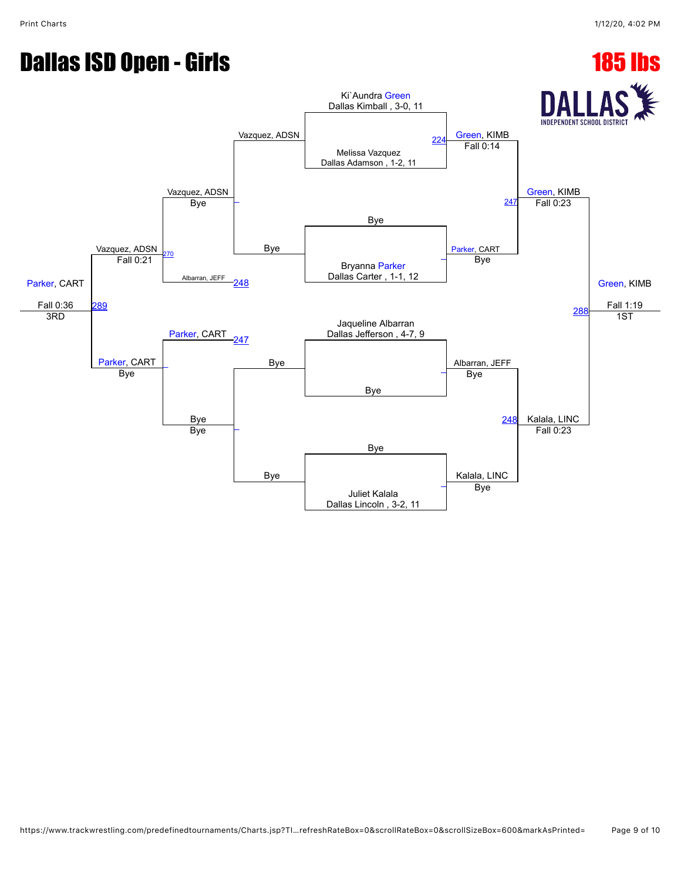# Dallas ISD Open - Girls

## 185 lbs

DALLAS INDEPENDENT SCHOOL DISTRICT

### Championship Bracket

**Quarterfinals**

- Ki`Aundra Green, Dallas Kimball , 3-0, 11 vs. Melissa Vazquez, Dallas Adamson , 1-2, 11 — 224 — Green, KIMB, Fall 0:14
- Bye vs. Bryanna Parker, Dallas Carter , 1-1, 12 — Parker, CART, Bye
- Jaqueline Albarran, Dallas Jefferson , 4-7, 9 vs. Bye — Albarran, JEFF, Bye
- Bye vs. Juliet Kalala, Dallas Lincoln , 3-2, 11 — Kalala, LINC, Bye

**Semifinals**

- Green, KIMB vs. Parker, CART — 247 — Green, KIMB, Fall 0:23
- Albarran, JEFF vs. Kalala, LINC — 248 — Kalala, LINC, Fall 0:23

**Final**

- Green, KIMB vs. Kalala, LINC — 288 — Green, KIMB, Fall 1:19 — 1ST

### Consolation Bracket

- Vazquez, ADSN vs. Bye — Vazquez, ADSN
- Bye vs. Bye — Bye
- Vazquez, ADSN, Bye vs. Albarran, JEFF (248) — 270 — Vazquez, ADSN, Fall 0:21
- Parker, CART (247) vs. Bye, Bye — Parker, CART, Bye
- Vazquez, ADSN vs. Parker, CART — 289 — Parker, CART, Fall 0:36 — 3RD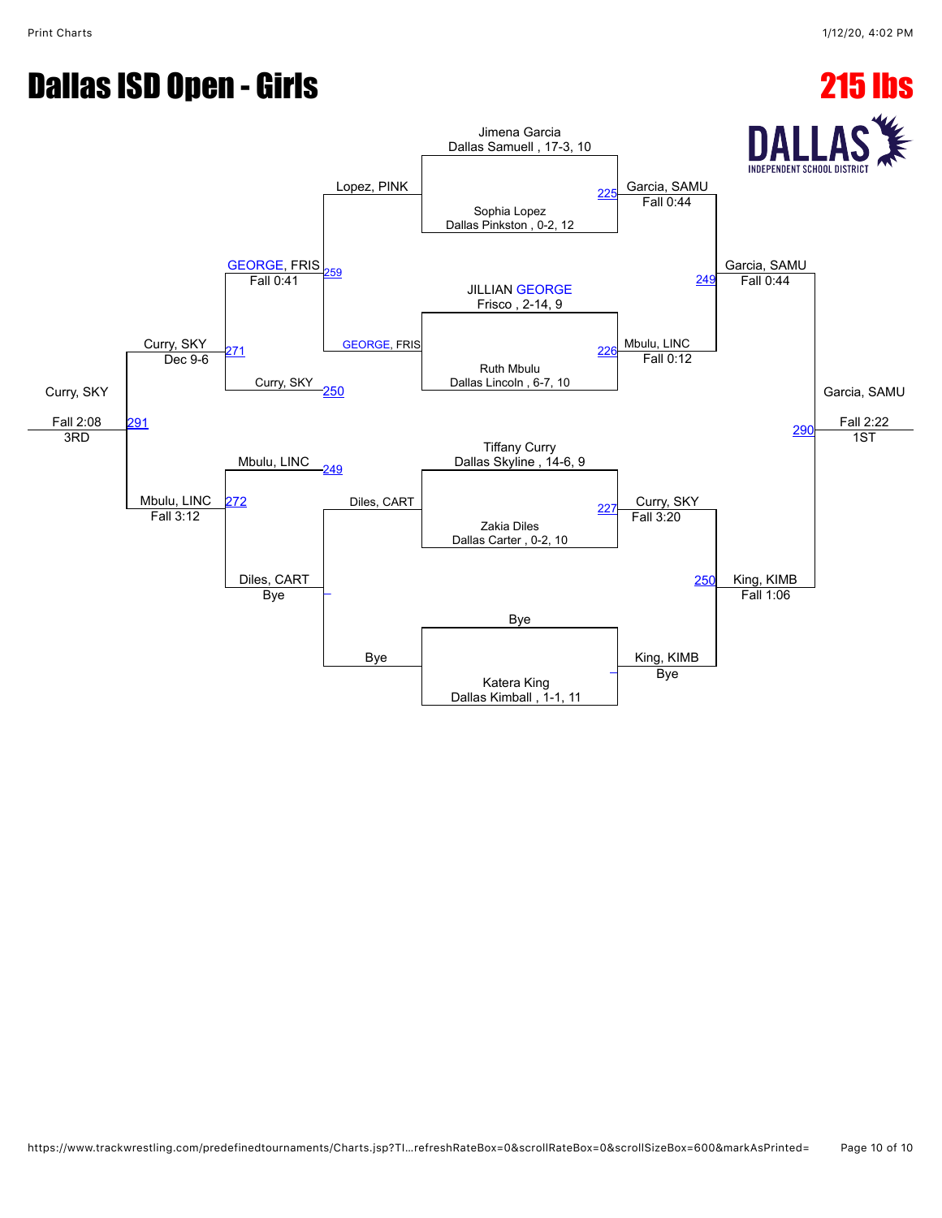# Dallas ISD Open - Girls

# 215 lbs

Jimena Garcia
Dallas Samuell , 17-3, 10

Sophia Lopez
Dallas Pinkston , 0-2, 12

225

Garcia, SAMU
Fall 0:44

JILLIAN GEORGE
Frisco , 2-14, 9

Ruth Mbulu
Dallas Lincoln , 6-7, 10

226

Mbulu, LINC
Fall 0:12

249

Garcia, SAMU
Fall 0:44

Tiffany Curry
Dallas Skyline , 14-6, 9

Zakia Diles
Dallas Carter , 0-2, 10

227

Curry, SKY
Fall 3:20

Bye

Katera King
Dallas Kimball , 1-1, 11

King, KIMB
Bye

250

King, KIMB
Fall 1:06

290

Garcia, SAMU
Fall 2:22
1ST

Lopez, PINK

GEORGE, FRIS

259

GEORGE, FRIS
Fall 0:41

Curry, SKY

250

271

Curry, SKY
Dec 9-6

Mbulu, LINC

249

Diles, CART

Bye

Diles, CART
Bye

272

Mbulu, LINC
Fall 3:12

291

Curry, SKY
Fall 2:08
3RD